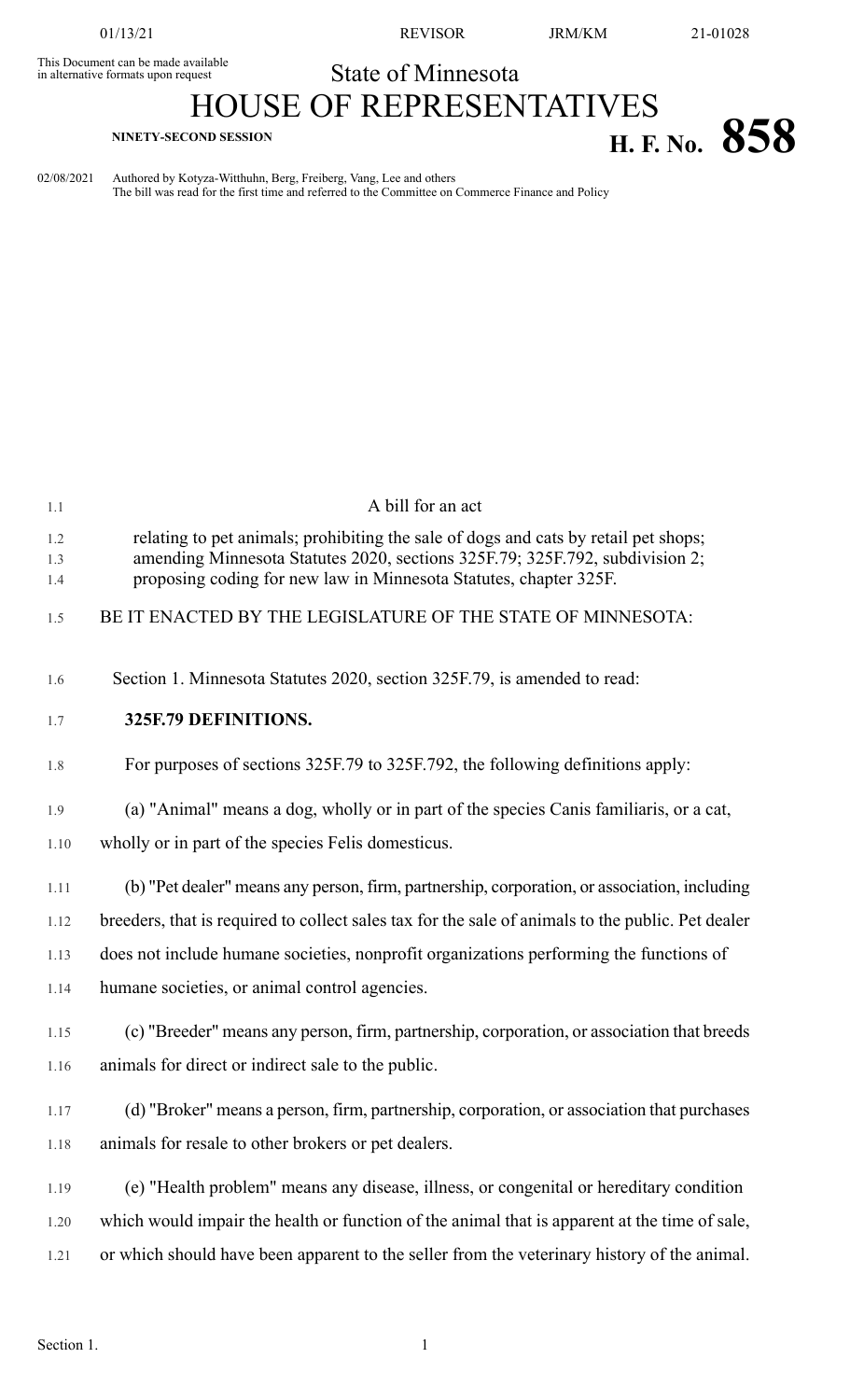This Document can be made available in alternative formats upon request

State of Minnesota

# HOUSE OF REPRESENTATIVES

**NINETY-SECOND SESSION**

# H. F. No. 858

02/08/2021 Authored by Kotyza-Witthuhn, Berg, Freiberg, Vang, Lee and others
The bill was read for the first time and referred to the Committee on Commerce Finance and Policy

A bill for an act

relating to pet animals; prohibiting the sale of dogs and cats by retail pet shops; amending Minnesota Statutes 2020, sections 325F.79; 325F.792, subdivision 2; proposing coding for new law in Minnesota Statutes, chapter 325F.

BE IT ENACTED BY THE LEGISLATURE OF THE STATE OF MINNESOTA:

Section 1. Minnesota Statutes 2020, section 325F.79, is amended to read:

**325F.79 DEFINITIONS.**

For purposes of sections 325F.79 to 325F.792, the following definitions apply:

(a) "Animal" means a dog, wholly or in part of the species Canis familiaris, or a cat, wholly or in part of the species Felis domesticus.

(b) "Pet dealer" means any person, firm, partnership, corporation, or association, including breeders, that is required to collect sales tax for the sale of animals to the public. Pet dealer does not include humane societies, nonprofit organizations performing the functions of humane societies, or animal control agencies.

(c) "Breeder" means any person, firm, partnership, corporation, or association that breeds animals for direct or indirect sale to the public.

(d) "Broker" means a person, firm, partnership, corporation, or association that purchases animals for resale to other brokers or pet dealers.

(e) "Health problem" means any disease, illness, or congenital or hereditary condition which would impair the health or function of the animal that is apparent at the time of sale, or which should have been apparent to the seller from the veterinary history of the animal.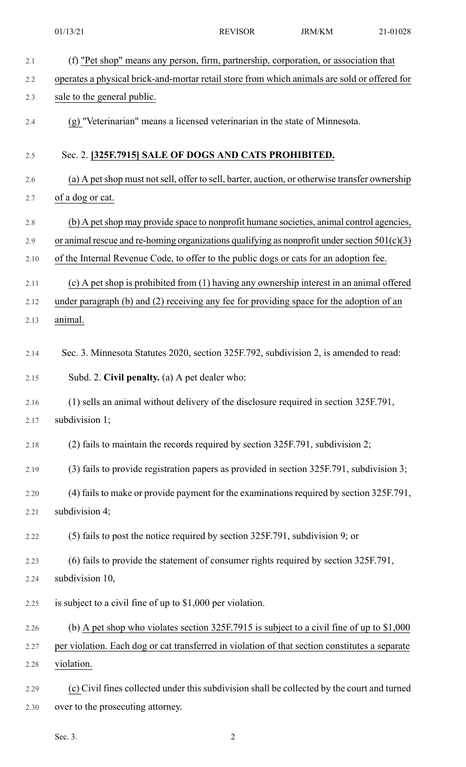(f) "Pet shop" means any person, firm, partnership, corporation, or association that operates a physical brick-and-mortar retail store from which animals are sold or offered for sale to the general public.

(g) "Veterinarian" means a licensed veterinarian in the state of Minnesota.

Sec. 2. **[325F.7915] SALE OF DOGS AND CATS PROHIBITED.**

(a) A pet shop must not sell, offer to sell, barter, auction, or otherwise transfer ownership of a dog or cat.

(b) A pet shop may provide space to nonprofit humane societies, animal control agencies, or animal rescue and re-homing organizations qualifying as nonprofit under section 501(c)(3) of the Internal Revenue Code, to offer to the public dogs or cats for an adoption fee.

(c) A pet shop is prohibited from (1) having any ownership interest in an animal offered under paragraph (b) and (2) receiving any fee for providing space for the adoption of an animal.

Sec. 3. Minnesota Statutes 2020, section 325F.792, subdivision 2, is amended to read:

Subd. 2. **Civil penalty.** (a) A pet dealer who:

(1) sells an animal without delivery of the disclosure required in section 325F.791, subdivision 1;

(2) fails to maintain the records required by section 325F.791, subdivision 2;

(3) fails to provide registration papers as provided in section 325F.791, subdivision 3;

(4) fails to make or provide payment for the examinations required by section 325F.791, subdivision 4;

(5) fails to post the notice required by section 325F.791, subdivision 9; or

(6) fails to provide the statement of consumer rights required by section 325F.791, subdivision 10,

is subject to a civil fine of up to $1,000 per violation.

(b) A pet shop who violates section 325F.7915 is subject to a civil fine of up to $1,000 per violation. Each dog or cat transferred in violation of that section constitutes a separate violation.

(c) Civil fines collected under this subdivision shall be collected by the court and turned over to the prosecuting attorney.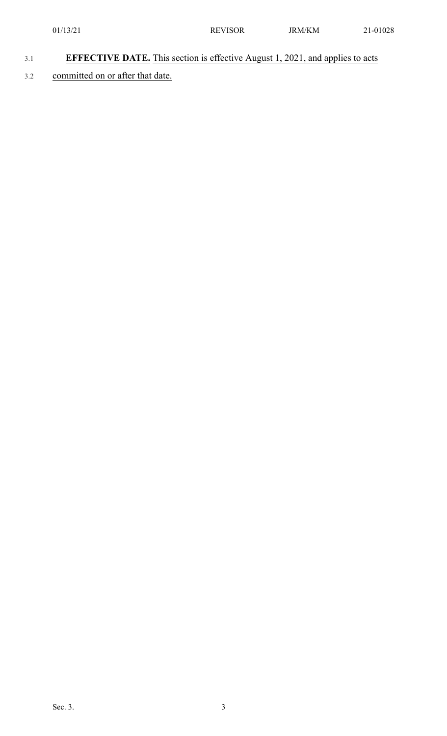**EFFECTIVE DATE.** This section is effective August 1, 2021, and applies to acts committed on or after that date.